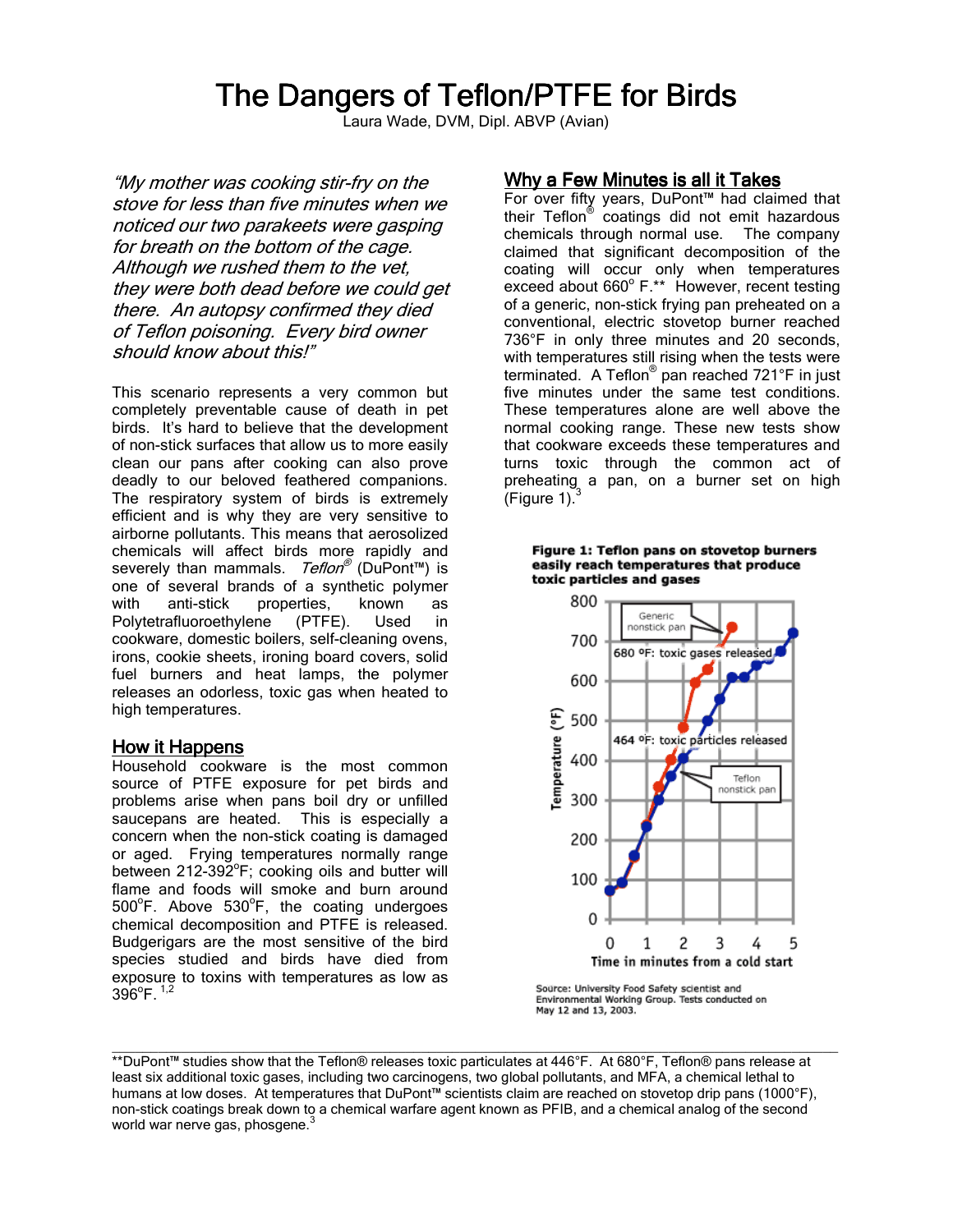# The Dangers of Teflon/PTFE for Birds

Laura Wade, DVM, Dipl. ABVP (Avian)

*"My mother was cooking stir-fry on the stove for less than five minutes when we noticed our two parakeets were gasping for breath on the bottom of the cage. Although we rushed them to the vet, they were both dead before we could get there. An autopsy confirmed they died of Teflon poisoning. Every bird owner should know about this!"*

This scenario represents a very common but completely preventable cause of death in pet birds. It's hard to believe that the development of non-stick surfaces that allow us to more easily clean our pans after cooking can also prove deadly to our beloved feathered companions. The respiratory system of birds is extremely efficient and is why they are very sensitive to airborne pollutants. This means that aerosolized chemicals will affect birds more rapidly and severely than mammals. *Teflon®* (DuPont™) is one of several brands of a synthetic polymer with anti-stick properties, known as Polytetrafluoroethylene (PTFE). Used in cookware, domestic boilers, self-cleaning ovens, irons, cookie sheets, ironing board covers, solid fuel burners and heat lamps, the polymer releases an odorless, toxic gas when heated to high temperatures.

## How it Happens

Household cookware is the most common source of PTFE exposure for pet birds and problems arise when pans boil dry or unfilled saucepans are heated. This is especially a concern when the non-stick coating is damaged or aged. Frying temperatures normally range between 212-392°F; cooking oils and butter will flame and foods will smoke and burn around 500°F. Above 530°F, the coating undergoes chemical decomposition and PTFE is released. Budgerigars are the most sensitive of the bird species studied and birds have died from exposure to toxins with temperatures as low as 396°F. [1,2]

## Why a Few Minutes is all it Takes

For over fifty years, DuPont™ had claimed that their Teflon® coatings did not emit hazardous chemicals through normal use. The company claimed that significant decomposition of the coating will occur only when temperatures exceed about 660° F.** However, recent testing of a generic, non-stick frying pan preheated on a conventional, electric stovetop burner reached 736°F in only three minutes and 20 seconds, with temperatures still rising when the tests were terminated. A Teflon® pan reached 721°F in just five minutes under the same test conditions. These temperatures alone are well above the normal cooking range. These new tests show that cookware exceeds these temperatures and turns toxic through the common act of preheating a pan, on a burner set on high (Figure 1).[3]

**Figure 1: Teflon pans on stovetop burners easily reach temperatures that produce toxic particles and gases**

Source: University Food Safety scientist and Environmental Working Group. Tests conducted on May 12 and 13, 2003.

---

**DuPont™ studies show that the Teflon® releases toxic particulates at 446°F. At 680°F, Teflon® pans release at least six additional toxic gases, including two carcinogens, two global pollutants, and MFA, a chemical lethal to humans at low doses. At temperatures that DuPont™ scientists claim are reached on stovetop drip pans (1000°F), non-stick coatings break down to a chemical warfare agent known as PFIB, and a chemical analog of the second world war nerve gas, phosgene.[3]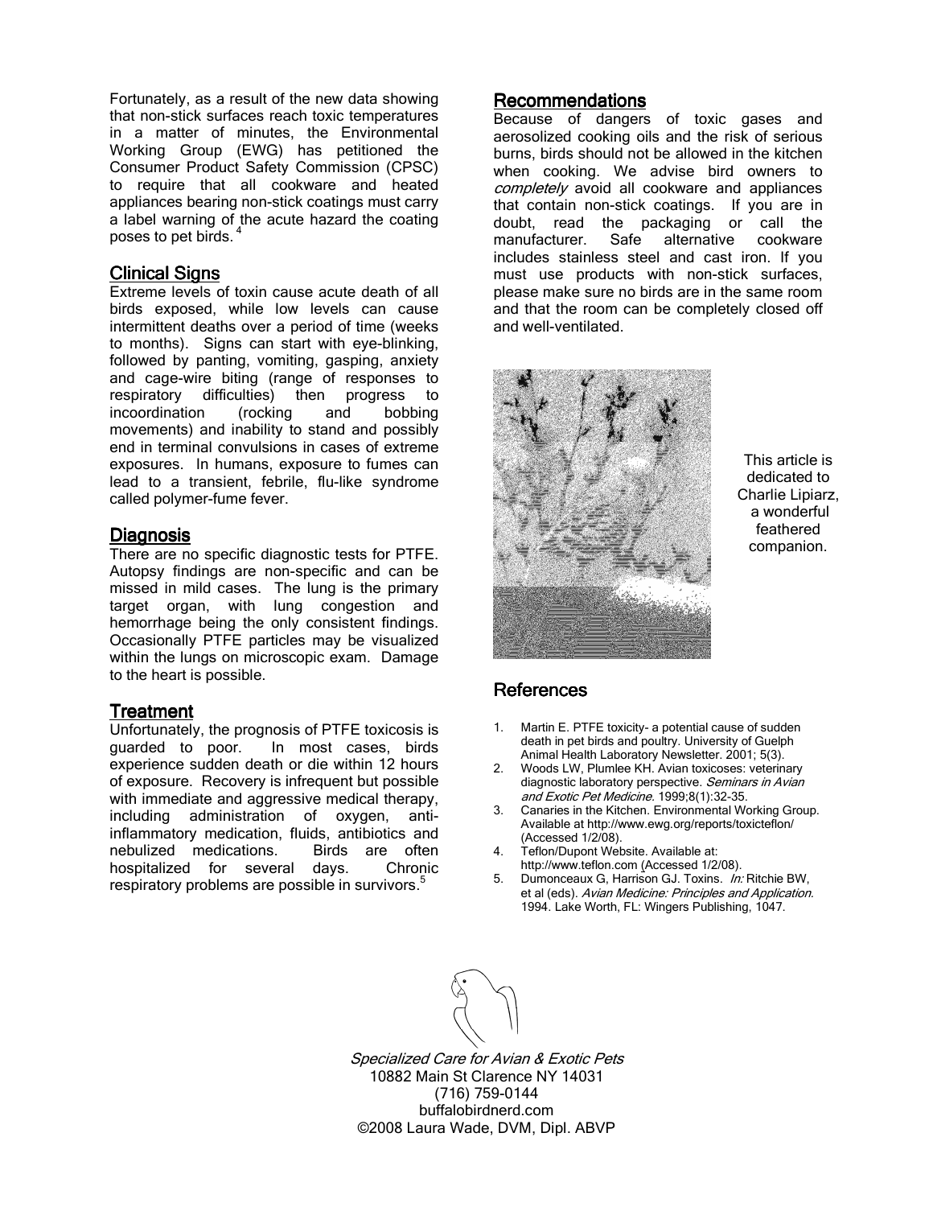Fortunately, as a result of the new data showing that non-stick surfaces reach toxic temperatures in a matter of minutes, the Environmental Working Group (EWG) has petitioned the Consumer Product Safety Commission (CPSC) to require that all cookware and heated appliances bearing non-stick coatings must carry a label warning of the acute hazard the coating poses to pet birds.[4]

## Clinical Signs

Extreme levels of toxin cause acute death of all birds exposed, while low levels can cause intermittent deaths over a period of time (weeks to months). Signs can start with eye-blinking, followed by panting, vomiting, gasping, anxiety and cage-wire biting (range of responses to respiratory difficulties) then progress to incoordination (rocking and bobbing movements) and inability to stand and possibly end in terminal convulsions in cases of extreme exposures. In humans, exposure to fumes can lead to a transient, febrile, flu-like syndrome called polymer-fume fever.

## Diagnosis

There are no specific diagnostic tests for PTFE. Autopsy findings are non-specific and can be missed in mild cases. The lung is the primary target organ, with lung congestion and hemorrhage being the only consistent findings. Occasionally PTFE particles may be visualized within the lungs on microscopic exam. Damage to the heart is possible.

## Treatment

Unfortunately, the prognosis of PTFE toxicosis is guarded to poor. In most cases, birds experience sudden death or die within 12 hours of exposure. Recovery is infrequent but possible with immediate and aggressive medical therapy, including administration of oxygen, anti-inflammatory medication, fluids, antibiotics and nebulized medications. Birds are often hospitalized for several days. Chronic respiratory problems are possible in survivors.[5]

## Recommendations

Because of dangers of toxic gases and aerosolized cooking oils and the risk of serious burns, birds should not be allowed in the kitchen when cooking. We advise bird owners to *completely* avoid all cookware and appliances that contain non-stick coatings. If you are in doubt, read the packaging or call the manufacturer. Safe alternative cookware includes stainless steel and cast iron. If you must use products with non-stick surfaces, please make sure no birds are in the same room and that the room can be completely closed off and well-ventilated.

This article is dedicated to Charlie Lipiarz, a wonderful feathered companion.

## References

1. Martin E. PTFE toxicity- a potential cause of sudden death in pet birds and poultry. University of Guelph Animal Health Laboratory Newsletter. 2001; 5(3).
2. Woods LW, Plumlee KH. Avian toxicoses: veterinary diagnostic laboratory perspective. *Seminars in Avian and Exotic Pet Medicine*. 1999;8(1):32-35.
3. Canaries in the Kitchen. Environmental Working Group. Available at http://www.ewg.org/reports/toxicteflon/ (Accessed 1/2/08).
4. Teflon/Dupont Website. Available at: http://www.teflon.com (Accessed 1/2/08).
5. Dumonceaux G, Harrison GJ. Toxins. *In:* Ritchie BW, et al (eds). *Avian Medicine: Principles and Application.* 1994. Lake Worth, FL: Wingers Publishing, 1047.

*Specialized Care for Avian & Exotic Pets*
10882 Main St Clarence NY 14031
(716) 759-0144
buffalobirdnerd.com
©2008 Laura Wade, DVM, Dipl. ABVP